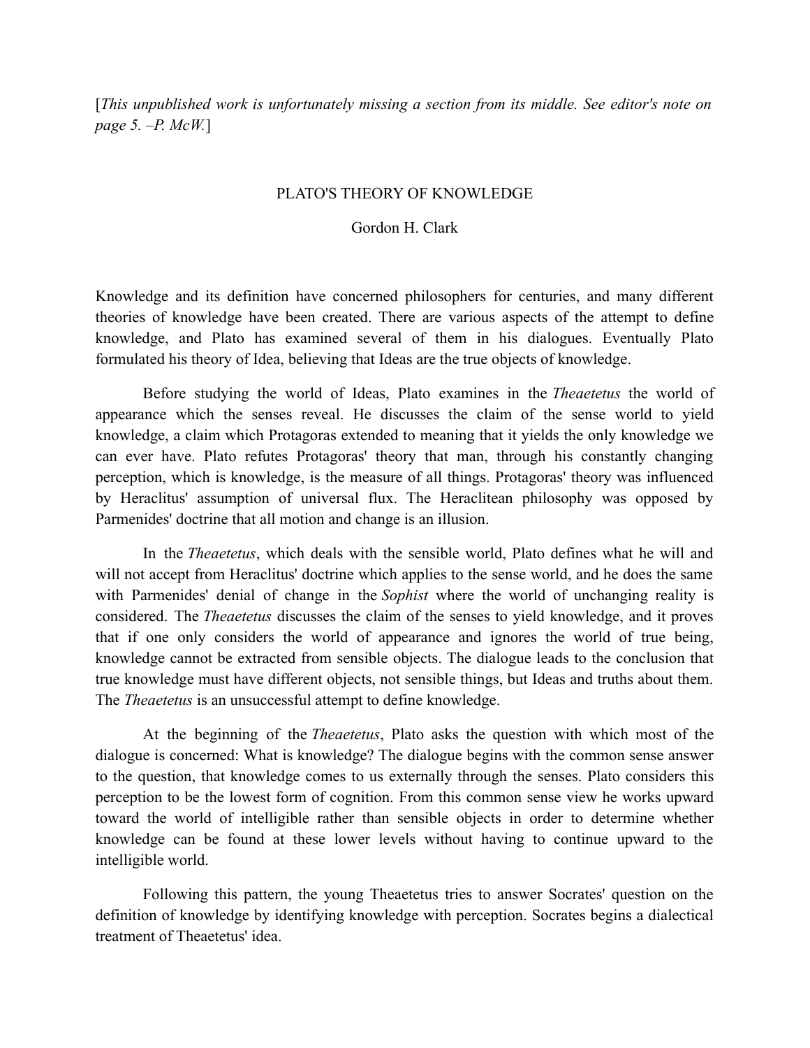[*This unpublished work is unfortunately missing a section from its middle. See editor's note on page 5. –P. McW.*]

# PLATO'S THEORY OF KNOWLEDGE

Gordon H. Clark

Knowledge and its definition have concerned philosophers for centuries, and many different theories of knowledge have been created. There are various aspects of the attempt to define knowledge, and Plato has examined several of them in his dialogues. Eventually Plato formulated his theory of Idea, believing that Ideas are the true objects of knowledge.

Before studying the world of Ideas, Plato examines in the *Theaetetus* the world of appearance which the senses reveal. He discusses the claim of the sense world to yield knowledge, a claim which Protagoras extended to meaning that it yields the only knowledge we can ever have. Plato refutes Protagoras' theory that man, through his constantly changing perception, which is knowledge, is the measure of all things. Protagoras' theory was influenced by Heraclitus' assumption of universal flux. The Heraclitean philosophy was opposed by Parmenides' doctrine that all motion and change is an illusion.

In the *Theaetetus*, which deals with the sensible world, Plato defines what he will and will not accept from Heraclitus' doctrine which applies to the sense world, and he does the same with Parmenides' denial of change in the *Sophist* where the world of unchanging reality is considered. The *Theaetetus* discusses the claim of the senses to yield knowledge, and it proves that if one only considers the world of appearance and ignores the world of true being, knowledge cannot be extracted from sensible objects. The dialogue leads to the conclusion that true knowledge must have different objects, not sensible things, but Ideas and truths about them. The *Theaetetus* is an unsuccessful attempt to define knowledge.

At the beginning of the *Theaetetus*, Plato asks the question with which most of the dialogue is concerned: What is knowledge? The dialogue begins with the common sense answer to the question, that knowledge comes to us externally through the senses. Plato considers this perception to be the lowest form of cognition. From this common sense view he works upward toward the world of intelligible rather than sensible objects in order to determine whether knowledge can be found at these lower levels without having to continue upward to the intelligible world.

Following this pattern, the young Theaetetus tries to answer Socrates' question on the definition of knowledge by identifying knowledge with perception. Socrates begins a dialectical treatment of Theaetetus' idea.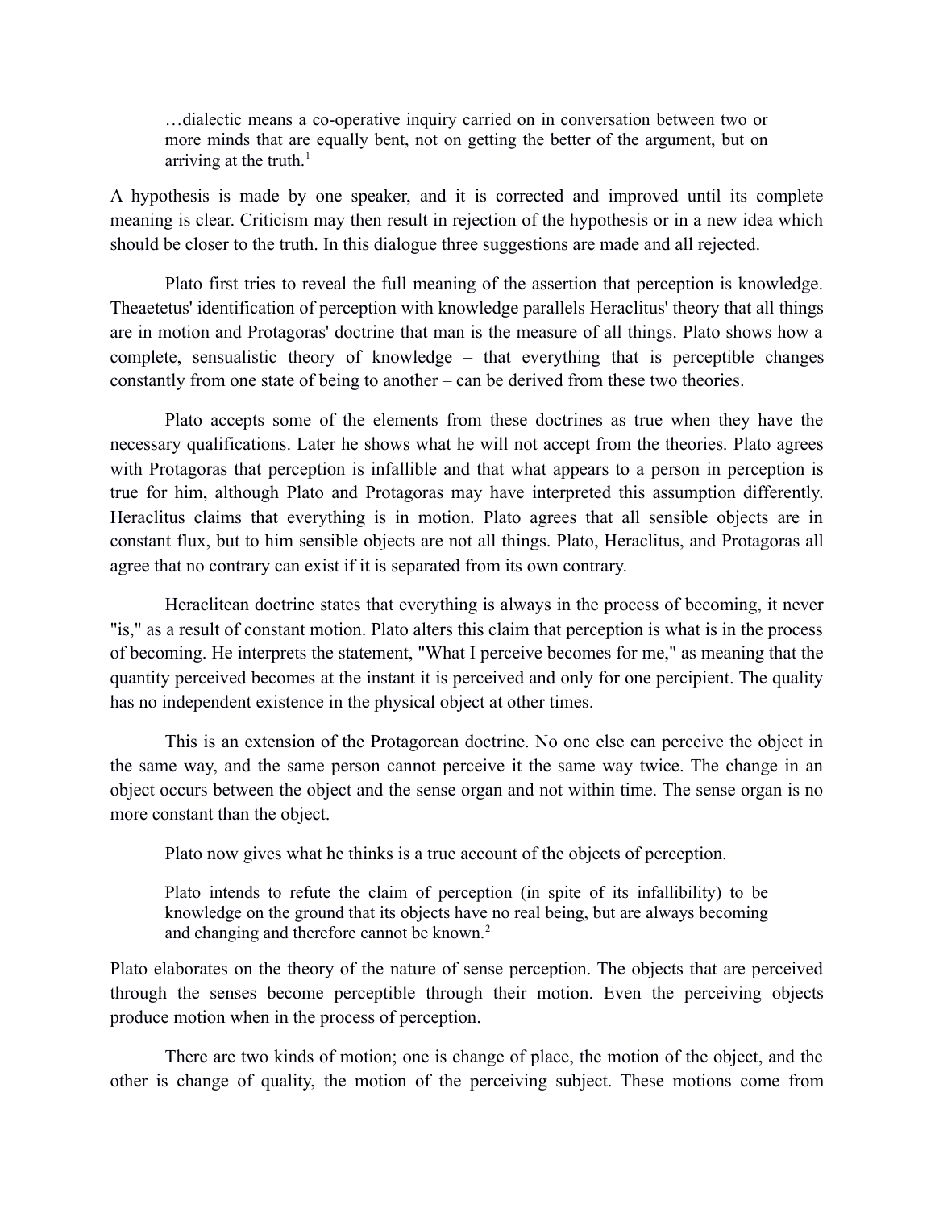> …dialectic means a co-operative inquiry carried on in conversation between two or more minds that are equally bent, not on getting the better of the argument, but on arriving at the truth.[1]

A hypothesis is made by one speaker, and it is corrected and improved until its complete meaning is clear. Criticism may then result in rejection of the hypothesis or in a new idea which should be closer to the truth. In this dialogue three suggestions are made and all rejected.

Plato first tries to reveal the full meaning of the assertion that perception is knowledge. Theaetetus' identification of perception with knowledge parallels Heraclitus' theory that all things are in motion and Protagoras' doctrine that man is the measure of all things. Plato shows how a complete, sensualistic theory of knowledge – that everything that is perceptible changes constantly from one state of being to another – can be derived from these two theories.

Plato accepts some of the elements from these doctrines as true when they have the necessary qualifications. Later he shows what he will not accept from the theories. Plato agrees with Protagoras that perception is infallible and that what appears to a person in perception is true for him, although Plato and Protagoras may have interpreted this assumption differently. Heraclitus claims that everything is in motion. Plato agrees that all sensible objects are in constant flux, but to him sensible objects are not all things. Plato, Heraclitus, and Protagoras all agree that no contrary can exist if it is separated from its own contrary.

Heraclitean doctrine states that everything is always in the process of becoming, it never "is," as a result of constant motion. Plato alters this claim that perception is what is in the process of becoming. He interprets the statement, "What I perceive becomes for me," as meaning that the quantity perceived becomes at the instant it is perceived and only for one percipient. The quality has no independent existence in the physical object at other times.

This is an extension of the Protagorean doctrine. No one else can perceive the object in the same way, and the same person cannot perceive it the same way twice. The change in an object occurs between the object and the sense organ and not within time. The sense organ is no more constant than the object.

Plato now gives what he thinks is a true account of the objects of perception.

> Plato intends to refute the claim of perception (in spite of its infallibility) to be knowledge on the ground that its objects have no real being, but are always becoming and changing and therefore cannot be known.[2]

Plato elaborates on the theory of the nature of sense perception. The objects that are perceived through the senses become perceptible through their motion. Even the perceiving objects produce motion when in the process of perception.

There are two kinds of motion; one is change of place, the motion of the object, and the other is change of quality, the motion of the perceiving subject. These motions come from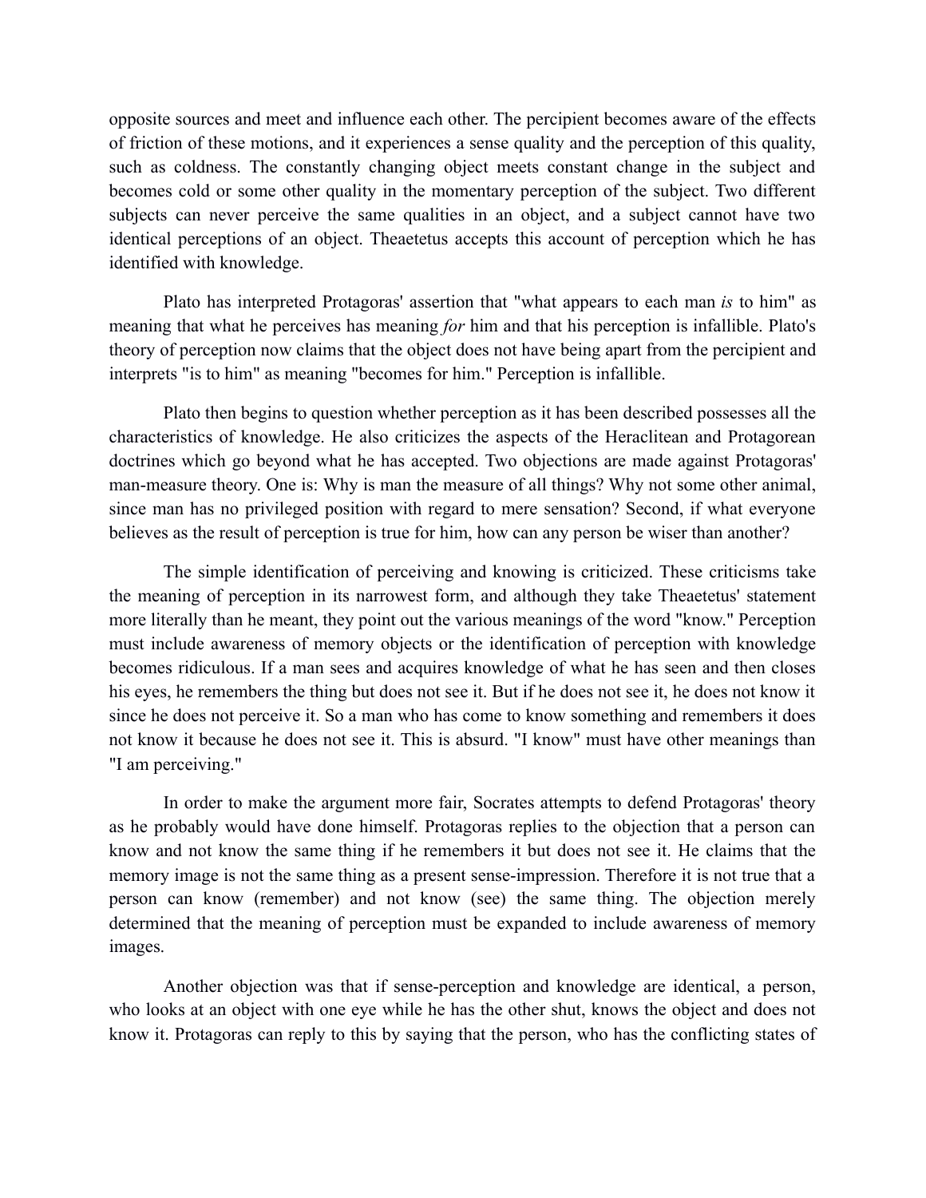opposite sources and meet and influence each other. The percipient becomes aware of the effects of friction of these motions, and it experiences a sense quality and the perception of this quality, such as coldness. The constantly changing object meets constant change in the subject and becomes cold or some other quality in the momentary perception of the subject. Two different subjects can never perceive the same qualities in an object, and a subject cannot have two identical perceptions of an object. Theaetetus accepts this account of perception which he has identified with knowledge.

Plato has interpreted Protagoras' assertion that "what appears to each man *is* to him" as meaning that what he perceives has meaning *for* him and that his perception is infallible. Plato's theory of perception now claims that the object does not have being apart from the percipient and interprets "is to him" as meaning "becomes for him." Perception is infallible.

Plato then begins to question whether perception as it has been described possesses all the characteristics of knowledge. He also criticizes the aspects of the Heraclitean and Protagorean doctrines which go beyond what he has accepted. Two objections are made against Protagoras' man-measure theory. One is: Why is man the measure of all things? Why not some other animal, since man has no privileged position with regard to mere sensation? Second, if what everyone believes as the result of perception is true for him, how can any person be wiser than another?

The simple identification of perceiving and knowing is criticized. These criticisms take the meaning of perception in its narrowest form, and although they take Theaetetus' statement more literally than he meant, they point out the various meanings of the word "know." Perception must include awareness of memory objects or the identification of perception with knowledge becomes ridiculous. If a man sees and acquires knowledge of what he has seen and then closes his eyes, he remembers the thing but does not see it. But if he does not see it, he does not know it since he does not perceive it. So a man who has come to know something and remembers it does not know it because he does not see it. This is absurd. "I know" must have other meanings than "I am perceiving."

In order to make the argument more fair, Socrates attempts to defend Protagoras' theory as he probably would have done himself. Protagoras replies to the objection that a person can know and not know the same thing if he remembers it but does not see it. He claims that the memory image is not the same thing as a present sense-impression. Therefore it is not true that a person can know (remember) and not know (see) the same thing. The objection merely determined that the meaning of perception must be expanded to include awareness of memory images.

Another objection was that if sense-perception and knowledge are identical, a person, who looks at an object with one eye while he has the other shut, knows the object and does not know it. Protagoras can reply to this by saying that the person, who has the conflicting states of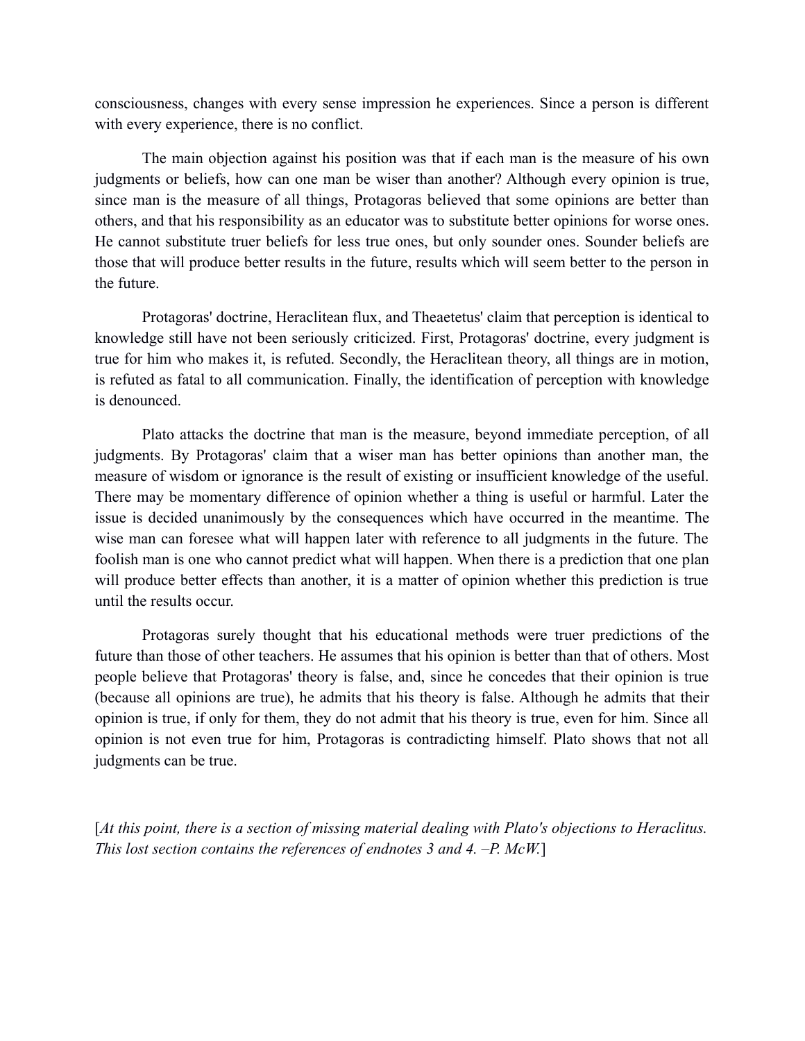consciousness, changes with every sense impression he experiences. Since a person is different with every experience, there is no conflict.

The main objection against his position was that if each man is the measure of his own judgments or beliefs, how can one man be wiser than another? Although every opinion is true, since man is the measure of all things, Protagoras believed that some opinions are better than others, and that his responsibility as an educator was to substitute better opinions for worse ones. He cannot substitute truer beliefs for less true ones, but only sounder ones. Sounder beliefs are those that will produce better results in the future, results which will seem better to the person in the future.

Protagoras' doctrine, Heraclitean flux, and Theaetetus' claim that perception is identical to knowledge still have not been seriously criticized. First, Protagoras' doctrine, every judgment is true for him who makes it, is refuted. Secondly, the Heraclitean theory, all things are in motion, is refuted as fatal to all communication. Finally, the identification of perception with knowledge is denounced.

Plato attacks the doctrine that man is the measure, beyond immediate perception, of all judgments. By Protagoras' claim that a wiser man has better opinions than another man, the measure of wisdom or ignorance is the result of existing or insufficient knowledge of the useful. There may be momentary difference of opinion whether a thing is useful or harmful. Later the issue is decided unanimously by the consequences which have occurred in the meantime. The wise man can foresee what will happen later with reference to all judgments in the future. The foolish man is one who cannot predict what will happen. When there is a prediction that one plan will produce better effects than another, it is a matter of opinion whether this prediction is true until the results occur.

Protagoras surely thought that his educational methods were truer predictions of the future than those of other teachers. He assumes that his opinion is better than that of others. Most people believe that Protagoras' theory is false, and, since he concedes that their opinion is true (because all opinions are true), he admits that his theory is false. Although he admits that their opinion is true, if only for them, they do not admit that his theory is true, even for him. Since all opinion is not even true for him, Protagoras is contradicting himself. Plato shows that not all judgments can be true.

[*At this point, there is a section of missing material dealing with Plato's objections to Heraclitus. This lost section contains the references of endnotes 3 and 4. –P. McW.*]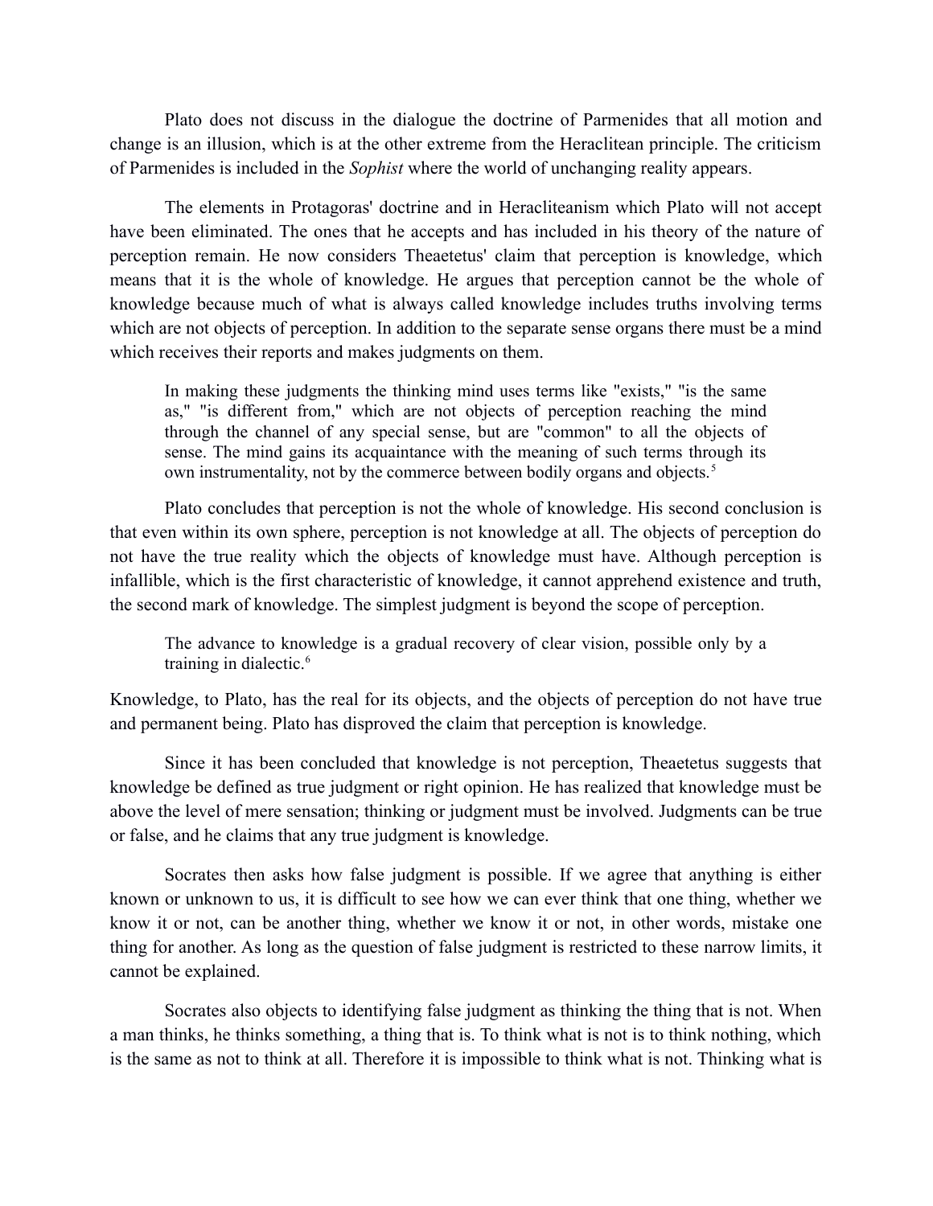Plato does not discuss in the dialogue the doctrine of Parmenides that all motion and change is an illusion, which is at the other extreme from the Heraclitean principle. The criticism of Parmenides is included in the *Sophist* where the world of unchanging reality appears.

The elements in Protagoras' doctrine and in Heracliteanism which Plato will not accept have been eliminated. The ones that he accepts and has included in his theory of the nature of perception remain. He now considers Theaetetus' claim that perception is knowledge, which means that it is the whole of knowledge. He argues that perception cannot be the whole of knowledge because much of what is always called knowledge includes truths involving terms which are not objects of perception. In addition to the separate sense organs there must be a mind which receives their reports and makes judgments on them.

> In making these judgments the thinking mind uses terms like "exists," "is the same as," "is different from," which are not objects of perception reaching the mind through the channel of any special sense, but are "common" to all the objects of sense. The mind gains its acquaintance with the meaning of such terms through its own instrumentality, not by the commerce between bodily organs and objects.[5]

Plato concludes that perception is not the whole of knowledge. His second conclusion is that even within its own sphere, perception is not knowledge at all. The objects of perception do not have the true reality which the objects of knowledge must have. Although perception is infallible, which is the first characteristic of knowledge, it cannot apprehend existence and truth, the second mark of knowledge. The simplest judgment is beyond the scope of perception.

> The advance to knowledge is a gradual recovery of clear vision, possible only by a training in dialectic.[6]

Knowledge, to Plato, has the real for its objects, and the objects of perception do not have true and permanent being. Plato has disproved the claim that perception is knowledge.

Since it has been concluded that knowledge is not perception, Theaetetus suggests that knowledge be defined as true judgment or right opinion. He has realized that knowledge must be above the level of mere sensation; thinking or judgment must be involved. Judgments can be true or false, and he claims that any true judgment is knowledge.

Socrates then asks how false judgment is possible. If we agree that anything is either known or unknown to us, it is difficult to see how we can ever think that one thing, whether we know it or not, can be another thing, whether we know it or not, in other words, mistake one thing for another. As long as the question of false judgment is restricted to these narrow limits, it cannot be explained.

Socrates also objects to identifying false judgment as thinking the thing that is not. When a man thinks, he thinks something, a thing that is. To think what is not is to think nothing, which is the same as not to think at all. Therefore it is impossible to think what is not. Thinking what is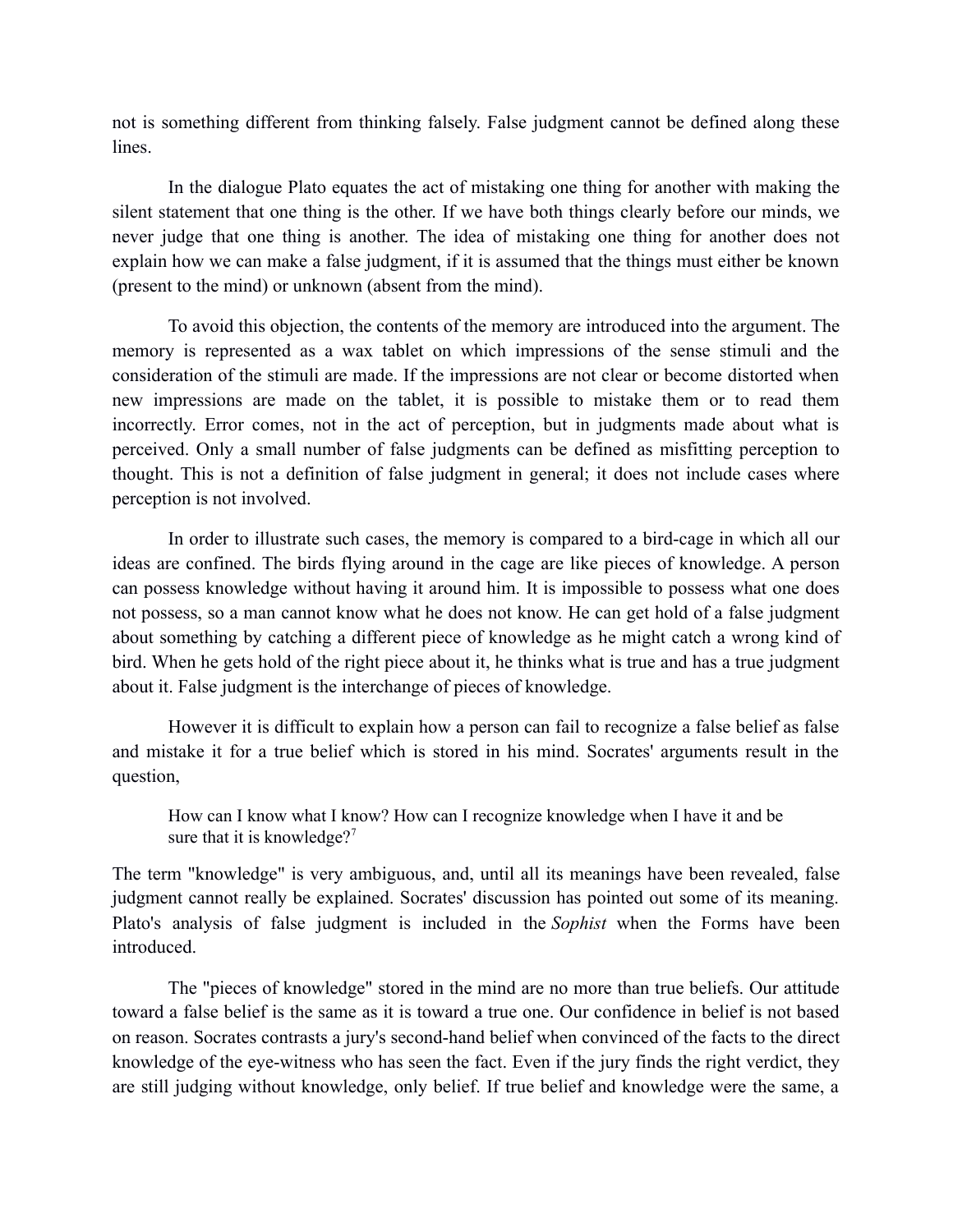not is something different from thinking falsely. False judgment cannot be defined along these lines.

In the dialogue Plato equates the act of mistaking one thing for another with making the silent statement that one thing is the other. If we have both things clearly before our minds, we never judge that one thing is another. The idea of mistaking one thing for another does not explain how we can make a false judgment, if it is assumed that the things must either be known (present to the mind) or unknown (absent from the mind).

To avoid this objection, the contents of the memory are introduced into the argument. The memory is represented as a wax tablet on which impressions of the sense stimuli and the consideration of the stimuli are made. If the impressions are not clear or become distorted when new impressions are made on the tablet, it is possible to mistake them or to read them incorrectly. Error comes, not in the act of perception, but in judgments made about what is perceived. Only a small number of false judgments can be defined as misfitting perception to thought. This is not a definition of false judgment in general; it does not include cases where perception is not involved.

In order to illustrate such cases, the memory is compared to a bird-cage in which all our ideas are confined. The birds flying around in the cage are like pieces of knowledge. A person can possess knowledge without having it around him. It is impossible to possess what one does not possess, so a man cannot know what he does not know. He can get hold of a false judgment about something by catching a different piece of knowledge as he might catch a wrong kind of bird. When he gets hold of the right piece about it, he thinks what is true and has a true judgment about it. False judgment is the interchange of pieces of knowledge.

However it is difficult to explain how a person can fail to recognize a false belief as false and mistake it for a true belief which is stored in his mind. Socrates' arguments result in the question,

> How can I know what I know? How can I recognize knowledge when I have it and be sure that it is knowledge?[7]

The term "knowledge" is very ambiguous, and, until all its meanings have been revealed, false judgment cannot really be explained. Socrates' discussion has pointed out some of its meaning. Plato's analysis of false judgment is included in the *Sophist* when the Forms have been introduced.

The "pieces of knowledge" stored in the mind are no more than true beliefs. Our attitude toward a false belief is the same as it is toward a true one. Our confidence in belief is not based on reason. Socrates contrasts a jury's second-hand belief when convinced of the facts to the direct knowledge of the eye-witness who has seen the fact. Even if the jury finds the right verdict, they are still judging without knowledge, only belief. If true belief and knowledge were the same, a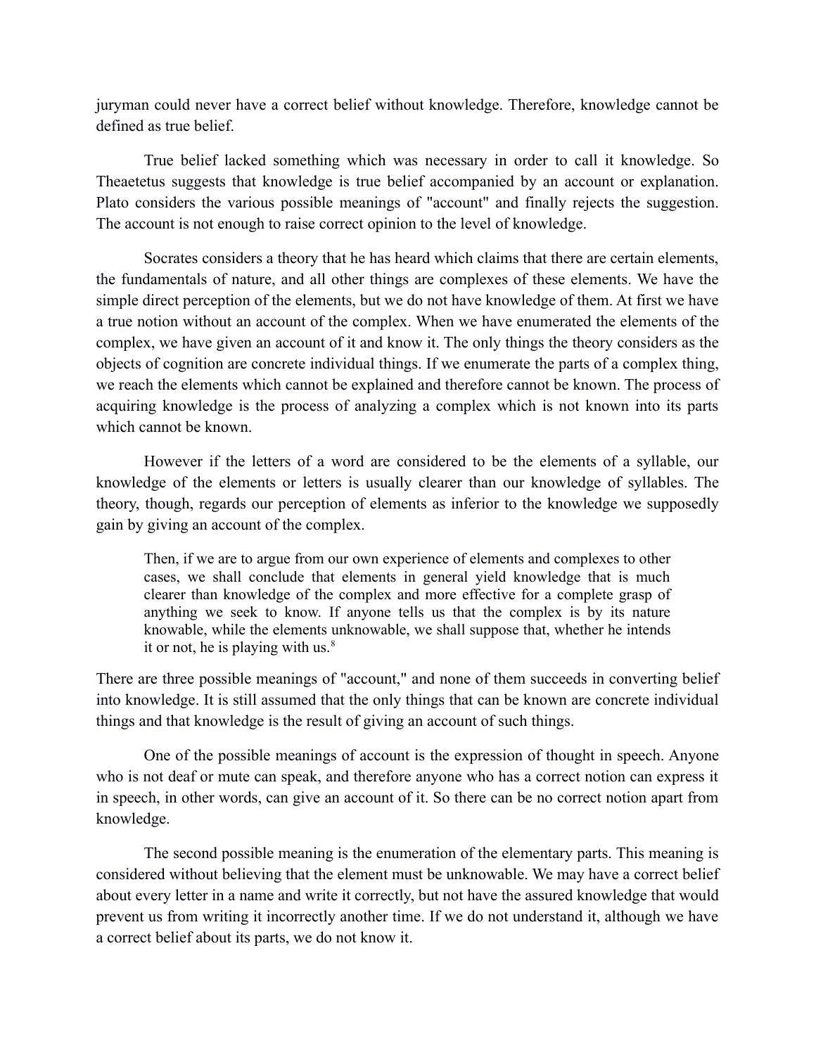juryman could never have a correct belief without knowledge. Therefore, knowledge cannot be defined as true belief.

True belief lacked something which was necessary in order to call it knowledge. So Theaetetus suggests that knowledge is true belief accompanied by an account or explanation. Plato considers the various possible meanings of "account" and finally rejects the suggestion. The account is not enough to raise correct opinion to the level of knowledge.

Socrates considers a theory that he has heard which claims that there are certain elements, the fundamentals of nature, and all other things are complexes of these elements. We have the simple direct perception of the elements, but we do not have knowledge of them. At first we have a true notion without an account of the complex. When we have enumerated the elements of the complex, we have given an account of it and know it. The only things the theory considers as the objects of cognition are concrete individual things. If we enumerate the parts of a complex thing, we reach the elements which cannot be explained and therefore cannot be known. The process of acquiring knowledge is the process of analyzing a complex which is not known into its parts which cannot be known.

However if the letters of a word are considered to be the elements of a syllable, our knowledge of the elements or letters is usually clearer than our knowledge of syllables. The theory, though, regards our perception of elements as inferior to the knowledge we supposedly gain by giving an account of the complex.

> Then, if we are to argue from our own experience of elements and complexes to other cases, we shall conclude that elements in general yield knowledge that is much clearer than knowledge of the complex and more effective for a complete grasp of anything we seek to know. If anyone tells us that the complex is by its nature knowable, while the elements unknowable, we shall suppose that, whether he intends it or not, he is playing with us.[8]

There are three possible meanings of "account," and none of them succeeds in converting belief into knowledge. It is still assumed that the only things that can be known are concrete individual things and that knowledge is the result of giving an account of such things.

One of the possible meanings of account is the expression of thought in speech. Anyone who is not deaf or mute can speak, and therefore anyone who has a correct notion can express it in speech, in other words, can give an account of it. So there can be no correct notion apart from knowledge.

The second possible meaning is the enumeration of the elementary parts. This meaning is considered without believing that the element must be unknowable. We may have a correct belief about every letter in a name and write it correctly, but not have the assured knowledge that would prevent us from writing it incorrectly another time. If we do not understand it, although we have a correct belief about its parts, we do not know it.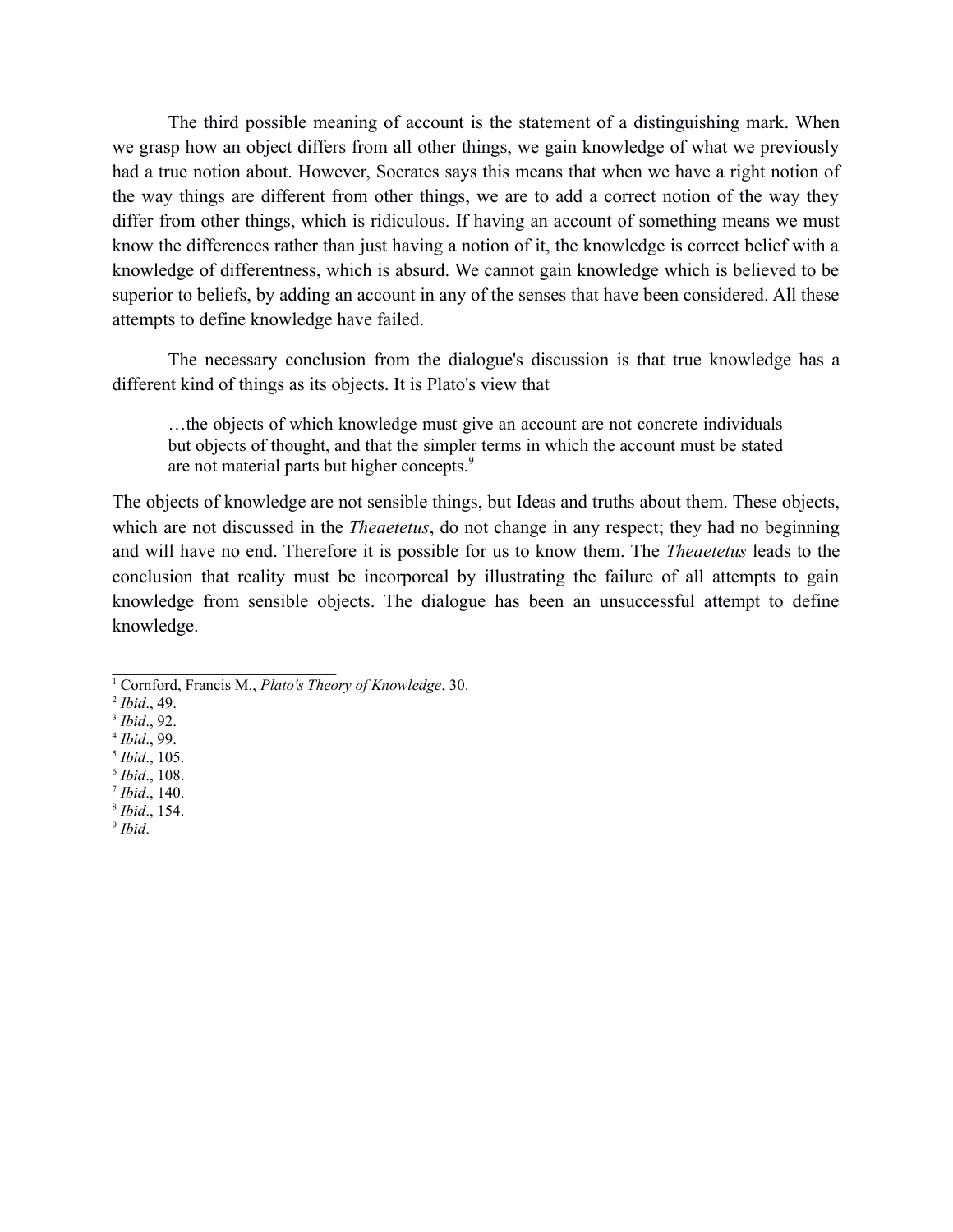The third possible meaning of account is the statement of a distinguishing mark. When we grasp how an object differs from all other things, we gain knowledge of what we previously had a true notion about. However, Socrates says this means that when we have a right notion of the way things are different from other things, we are to add a correct notion of the way they differ from other things, which is ridiculous. If having an account of something means we must know the differences rather than just having a notion of it, the knowledge is correct belief with a knowledge of differentness, which is absurd. We cannot gain knowledge which is believed to be superior to beliefs, by adding an account in any of the senses that have been considered. All these attempts to define knowledge have failed.

The necessary conclusion from the dialogue's discussion is that true knowledge has a different kind of things as its objects. It is Plato's view that

> …the objects of which knowledge must give an account are not concrete individuals but objects of thought, and that the simpler terms in which the account must be stated are not material parts but higher concepts.[9]

The objects of knowledge are not sensible things, but Ideas and truths about them. These objects, which are not discussed in the *Theaetetus*, do not change in any respect; they had no beginning and will have no end. Therefore it is possible for us to know them. The *Theaetetus* leads to the conclusion that reality must be incorporeal by illustrating the failure of all attempts to gain knowledge from sensible objects. The dialogue has been an unsuccessful attempt to define knowledge.

---

[1] Cornford, Francis M., *Plato's Theory of Knowledge*, 30.
[2] *Ibid*., 49.
[3] *Ibid*., 92.
[4] *Ibid*., 99.
[5] *Ibid*., 105.
[6] *Ibid*., 108.
[7] *Ibid*., 140.
[8] *Ibid*., 154.
[9] *Ibid*.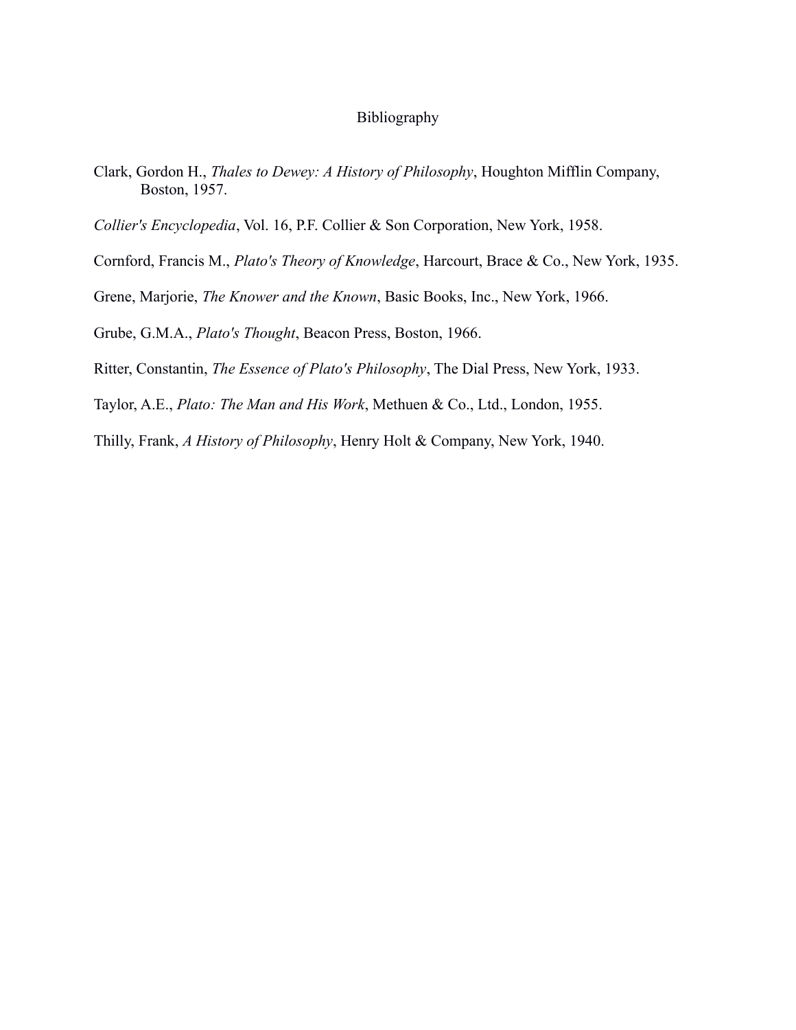# Bibliography

Clark, Gordon H., *Thales to Dewey: A History of Philosophy*, Houghton Mifflin Company, Boston, 1957.

*Collier's Encyclopedia*, Vol. 16, P.F. Collier & Son Corporation, New York, 1958.

Cornford, Francis M., *Plato's Theory of Knowledge*, Harcourt, Brace & Co., New York, 1935.

Grene, Marjorie, *The Knower and the Known*, Basic Books, Inc., New York, 1966.

Grube, G.M.A., *Plato's Thought*, Beacon Press, Boston, 1966.

Ritter, Constantin, *The Essence of Plato's Philosophy*, The Dial Press, New York, 1933.

Taylor, A.E., *Plato: The Man and His Work*, Methuen & Co., Ltd., London, 1955.

Thilly, Frank, *A History of Philosophy*, Henry Holt & Company, New York, 1940.